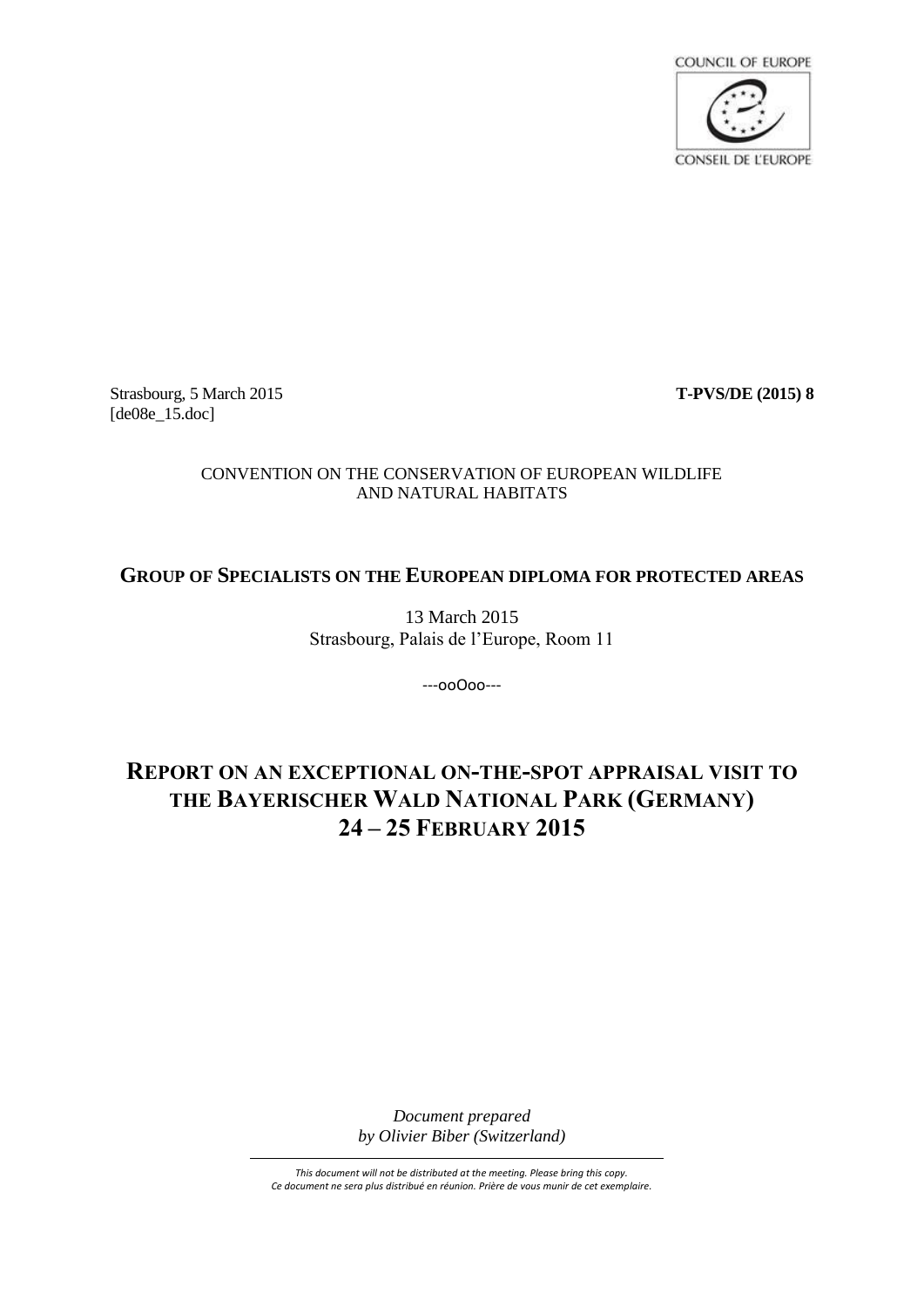COUNCIL OF EUROPE

CONSEIL DE L'EUROPE

Strasbourg, 5 March 2015 **T-PVS/DE (2015) 8**
[de08e_15.doc]

CONVENTION ON THE CONSERVATION OF EUROPEAN WILDLIFE AND NATURAL HABITATS

## GROUP OF SPECIALISTS ON THE EUROPEAN DIPLOMA FOR PROTECTED AREAS

13 March 2015
Strasbourg, Palais de l'Europe, Room 11

---ooOoo---

# REPORT ON AN EXCEPTIONAL ON-THE-SPOT APPRAISAL VISIT TO THE BAYERISCHER WALD NATIONAL PARK (GERMANY) 24 – 25 FEBRUARY 2015

*Document prepared by Olivier Biber (Switzerland)*

*This document will not be distributed at the meeting. Please bring this copy.*
*Ce document ne sera plus distribué en réunion. Prière de vous munir de cet exemplaire.*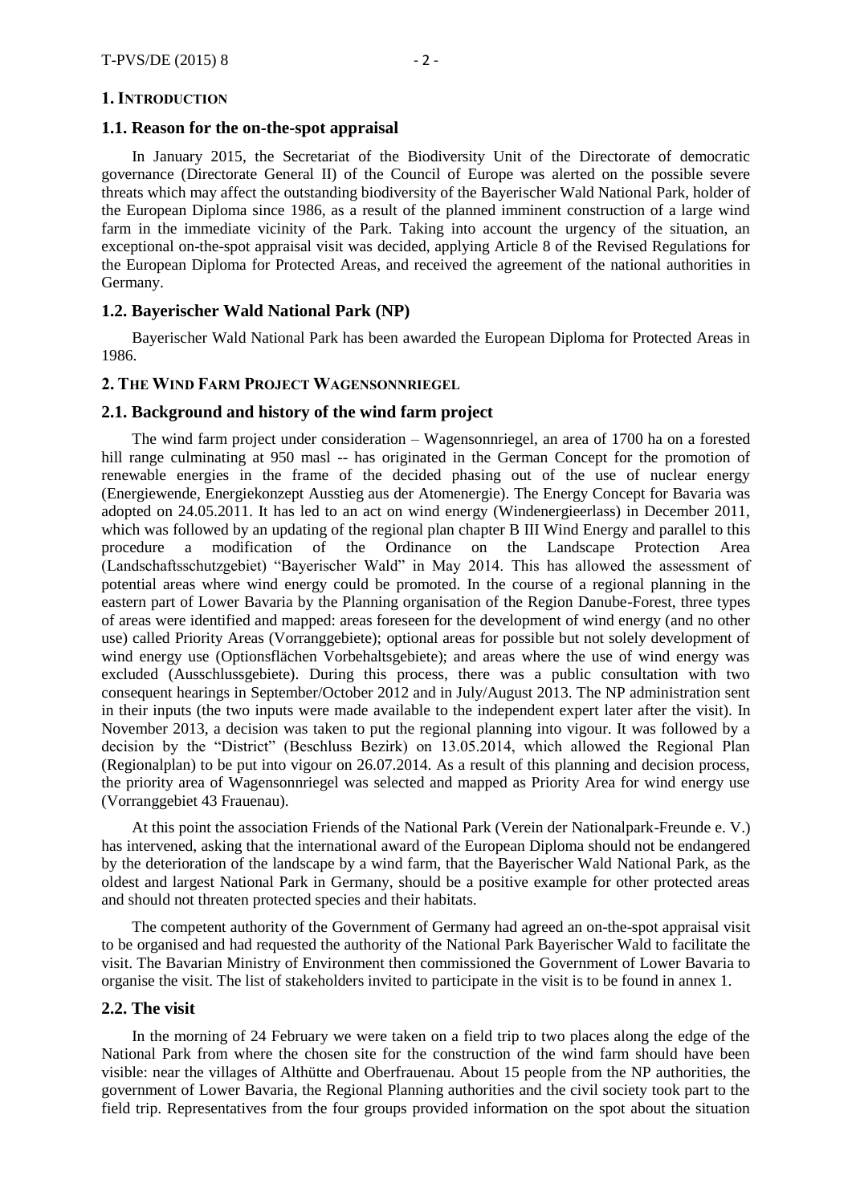## 1. Introduction

### 1.1. Reason for the on-the-spot appraisal

In January 2015, the Secretariat of the Biodiversity Unit of the Directorate of democratic governance (Directorate General II) of the Council of Europe was alerted on the possible severe threats which may affect the outstanding biodiversity of the Bayerischer Wald National Park, holder of the European Diploma since 1986, as a result of the planned imminent construction of a large wind farm in the immediate vicinity of the Park. Taking into account the urgency of the situation, an exceptional on-the-spot appraisal visit was decided, applying Article 8 of the Revised Regulations for the European Diploma for Protected Areas, and received the agreement of the national authorities in Germany.

### 1.2. Bayerischer Wald National Park (NP)

Bayerischer Wald National Park has been awarded the European Diploma for Protected Areas in 1986.

## 2. The Wind Farm Project Wagensonnriegel

### 2.1. Background and history of the wind farm project

The wind farm project under consideration – Wagensonnriegel, an area of 1700 ha on a forested hill range culminating at 950 masl -- has originated in the German Concept for the promotion of renewable energies in the frame of the decided phasing out of the use of nuclear energy (Energiewende, Energiekonzept Ausstieg aus der Atomenergie). The Energy Concept for Bavaria was adopted on 24.05.2011. It has led to an act on wind energy (Windenergieerlass) in December 2011, which was followed by an updating of the regional plan chapter B III Wind Energy and parallel to this procedure a modification of the Ordinance on the Landscape Protection Area (Landschaftsschutzgebiet) "Bayerischer Wald" in May 2014. This has allowed the assessment of potential areas where wind energy could be promoted. In the course of a regional planning in the eastern part of Lower Bavaria by the Planning organisation of the Region Danube-Forest, three types of areas were identified and mapped: areas foreseen for the development of wind energy (and no other use) called Priority Areas (Vorranggebiete); optional areas for possible but not solely development of wind energy use (Optionsflächen Vorbehaltsgebiete); and areas where the use of wind energy was excluded (Ausschlussgebiete). During this process, there was a public consultation with two consequent hearings in September/October 2012 and in July/August 2013. The NP administration sent in their inputs (the two inputs were made available to the independent expert later after the visit). In November 2013, a decision was taken to put the regional planning into vigour. It was followed by a decision by the "District" (Beschluss Bezirk) on 13.05.2014, which allowed the Regional Plan (Regionalplan) to be put into vigour on 26.07.2014. As a result of this planning and decision process, the priority area of Wagensonnriegel was selected and mapped as Priority Area for wind energy use (Vorranggebiet 43 Frauenau).

At this point the association Friends of the National Park (Verein der Nationalpark-Freunde e. V.) has intervened, asking that the international award of the European Diploma should not be endangered by the deterioration of the landscape by a wind farm, that the Bayerischer Wald National Park, as the oldest and largest National Park in Germany, should be a positive example for other protected areas and should not threaten protected species and their habitats.

The competent authority of the Government of Germany had agreed an on-the-spot appraisal visit to be organised and had requested the authority of the National Park Bayerischer Wald to facilitate the visit. The Bavarian Ministry of Environment then commissioned the Government of Lower Bavaria to organise the visit. The list of stakeholders invited to participate in the visit is to be found in annex 1.

### 2.2. The visit

In the morning of 24 February we were taken on a field trip to two places along the edge of the National Park from where the chosen site for the construction of the wind farm should have been visible: near the villages of Althütte and Oberfrauenau. About 15 people from the NP authorities, the government of Lower Bavaria, the Regional Planning authorities and the civil society took part to the field trip. Representatives from the four groups provided information on the spot about the situation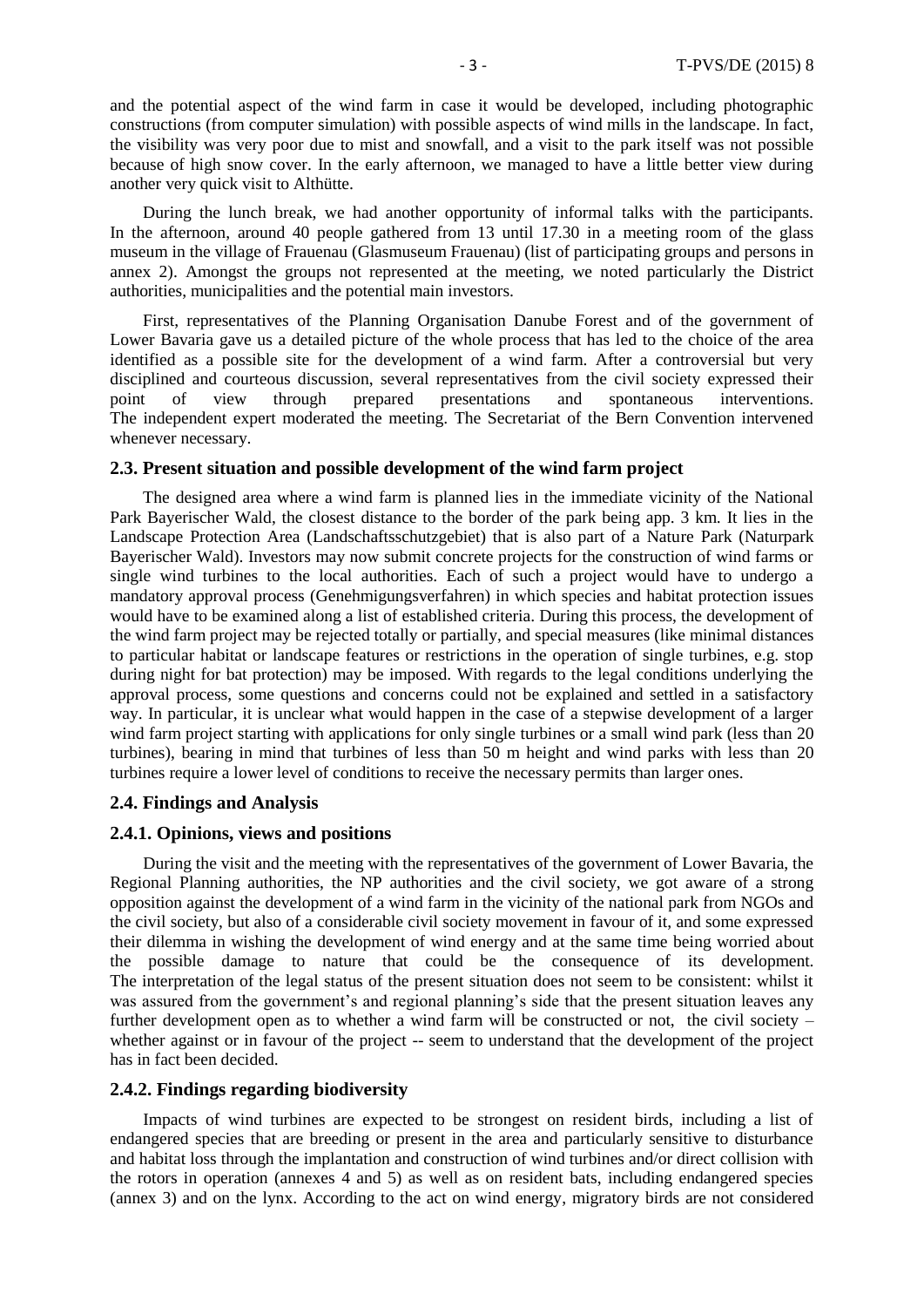and the potential aspect of the wind farm in case it would be developed, including photographic constructions (from computer simulation) with possible aspects of wind mills in the landscape. In fact, the visibility was very poor due to mist and snowfall, and a visit to the park itself was not possible because of high snow cover. In the early afternoon, we managed to have a little better view during another very quick visit to Althütte.

During the lunch break, we had another opportunity of informal talks with the participants. In the afternoon, around 40 people gathered from 13 until 17.30 in a meeting room of the glass museum in the village of Frauenau (Glasmuseum Frauenau) (list of participating groups and persons in annex 2). Amongst the groups not represented at the meeting, we noted particularly the District authorities, municipalities and the potential main investors.

First, representatives of the Planning Organisation Danube Forest and of the government of Lower Bavaria gave us a detailed picture of the whole process that has led to the choice of the area identified as a possible site for the development of a wind farm. After a controversial but very disciplined and courteous discussion, several representatives from the civil society expressed their point of view through prepared presentations and spontaneous interventions. The independent expert moderated the meeting. The Secretariat of the Bern Convention intervened whenever necessary.

### 2.3. Present situation and possible development of the wind farm project

The designed area where a wind farm is planned lies in the immediate vicinity of the National Park Bayerischer Wald, the closest distance to the border of the park being app. 3 km. It lies in the Landscape Protection Area (Landschaftsschutzgebiet) that is also part of a Nature Park (Naturpark Bayerischer Wald). Investors may now submit concrete projects for the construction of wind farms or single wind turbines to the local authorities. Each of such a project would have to undergo a mandatory approval process (Genehmigungsverfahren) in which species and habitat protection issues would have to be examined along a list of established criteria. During this process, the development of the wind farm project may be rejected totally or partially, and special measures (like minimal distances to particular habitat or landscape features or restrictions in the operation of single turbines, e.g. stop during night for bat protection) may be imposed. With regards to the legal conditions underlying the approval process, some questions and concerns could not be explained and settled in a satisfactory way. In particular, it is unclear what would happen in the case of a stepwise development of a larger wind farm project starting with applications for only single turbines or a small wind park (less than 20 turbines), bearing in mind that turbines of less than 50 m height and wind parks with less than 20 turbines require a lower level of conditions to receive the necessary permits than larger ones.

### 2.4. Findings and Analysis

#### 2.4.1. Opinions, views and positions

During the visit and the meeting with the representatives of the government of Lower Bavaria, the Regional Planning authorities, the NP authorities and the civil society, we got aware of a strong opposition against the development of a wind farm in the vicinity of the national park from NGOs and the civil society, but also of a considerable civil society movement in favour of it, and some expressed their dilemma in wishing the development of wind energy and at the same time being worried about the possible damage to nature that could be the consequence of its development. The interpretation of the legal status of the present situation does not seem to be consistent: whilst it was assured from the government's and regional planning's side that the present situation leaves any further development open as to whether a wind farm will be constructed or not, the civil society – whether against or in favour of the project -- seem to understand that the development of the project has in fact been decided.

#### 2.4.2. Findings regarding biodiversity

Impacts of wind turbines are expected to be strongest on resident birds, including a list of endangered species that are breeding or present in the area and particularly sensitive to disturbance and habitat loss through the implantation and construction of wind turbines and/or direct collision with the rotors in operation (annexes 4 and 5) as well as on resident bats, including endangered species (annex 3) and on the lynx. According to the act on wind energy, migratory birds are not considered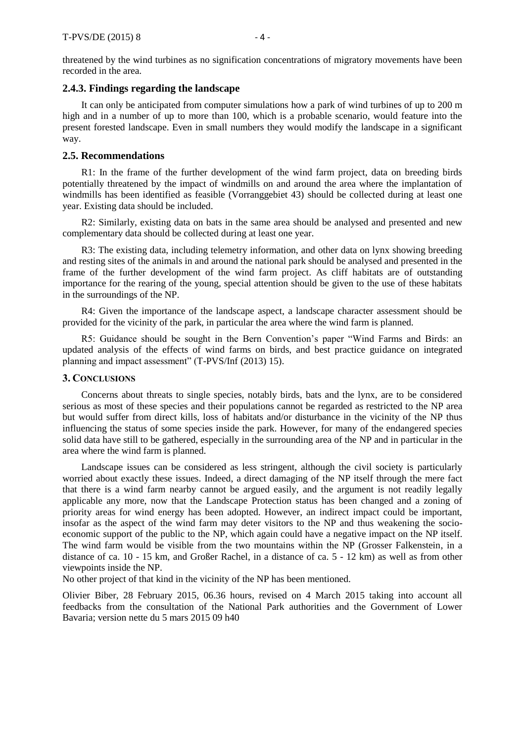threatened by the wind turbines as no signification concentrations of migratory movements have been recorded in the area.

### 2.4.3. Findings regarding the landscape

It can only be anticipated from computer simulations how a park of wind turbines of up to 200 m high and in a number of up to more than 100, which is a probable scenario, would feature into the present forested landscape. Even in small numbers they would modify the landscape in a significant way.

## 2.5. Recommendations

R1: In the frame of the further development of the wind farm project, data on breeding birds potentially threatened by the impact of windmills on and around the area where the implantation of windmills has been identified as feasible (Vorranggebiet 43) should be collected during at least one year. Existing data should be included.

R2: Similarly, existing data on bats in the same area should be analysed and presented and new complementary data should be collected during at least one year.

R3: The existing data, including telemetry information, and other data on lynx showing breeding and resting sites of the animals in and around the national park should be analysed and presented in the frame of the further development of the wind farm project. As cliff habitats are of outstanding importance for the rearing of the young, special attention should be given to the use of these habitats in the surroundings of the NP.

R4: Given the importance of the landscape aspect, a landscape character assessment should be provided for the vicinity of the park, in particular the area where the wind farm is planned.

R5: Guidance should be sought in the Bern Convention's paper "Wind Farms and Birds: an updated analysis of the effects of wind farms on birds, and best practice guidance on integrated planning and impact assessment" (T-PVS/Inf (2013) 15).

# 3. Conclusions

Concerns about threats to single species, notably birds, bats and the lynx, are to be considered serious as most of these species and their populations cannot be regarded as restricted to the NP area but would suffer from direct kills, loss of habitats and/or disturbance in the vicinity of the NP thus influencing the status of some species inside the park. However, for many of the endangered species solid data have still to be gathered, especially in the surrounding area of the NP and in particular in the area where the wind farm is planned.

Landscape issues can be considered as less stringent, although the civil society is particularly worried about exactly these issues. Indeed, a direct damaging of the NP itself through the mere fact that there is a wind farm nearby cannot be argued easily, and the argument is not readily legally applicable any more, now that the Landscape Protection status has been changed and a zoning of priority areas for wind energy has been adopted. However, an indirect impact could be important, insofar as the aspect of the wind farm may deter visitors to the NP and thus weakening the socio-economic support of the public to the NP, which again could have a negative impact on the NP itself. The wind farm would be visible from the two mountains within the NP (Grosser Falkenstein, in a distance of ca. 10 - 15 km, and Großer Rachel, in a distance of ca. 5 - 12 km) as well as from other viewpoints inside the NP.

No other project of that kind in the vicinity of the NP has been mentioned.

Olivier Biber, 28 February 2015, 06.36 hours, revised on 4 March 2015 taking into account all feedbacks from the consultation of the National Park authorities and the Government of Lower Bavaria; version nette du 5 mars 2015 09 h40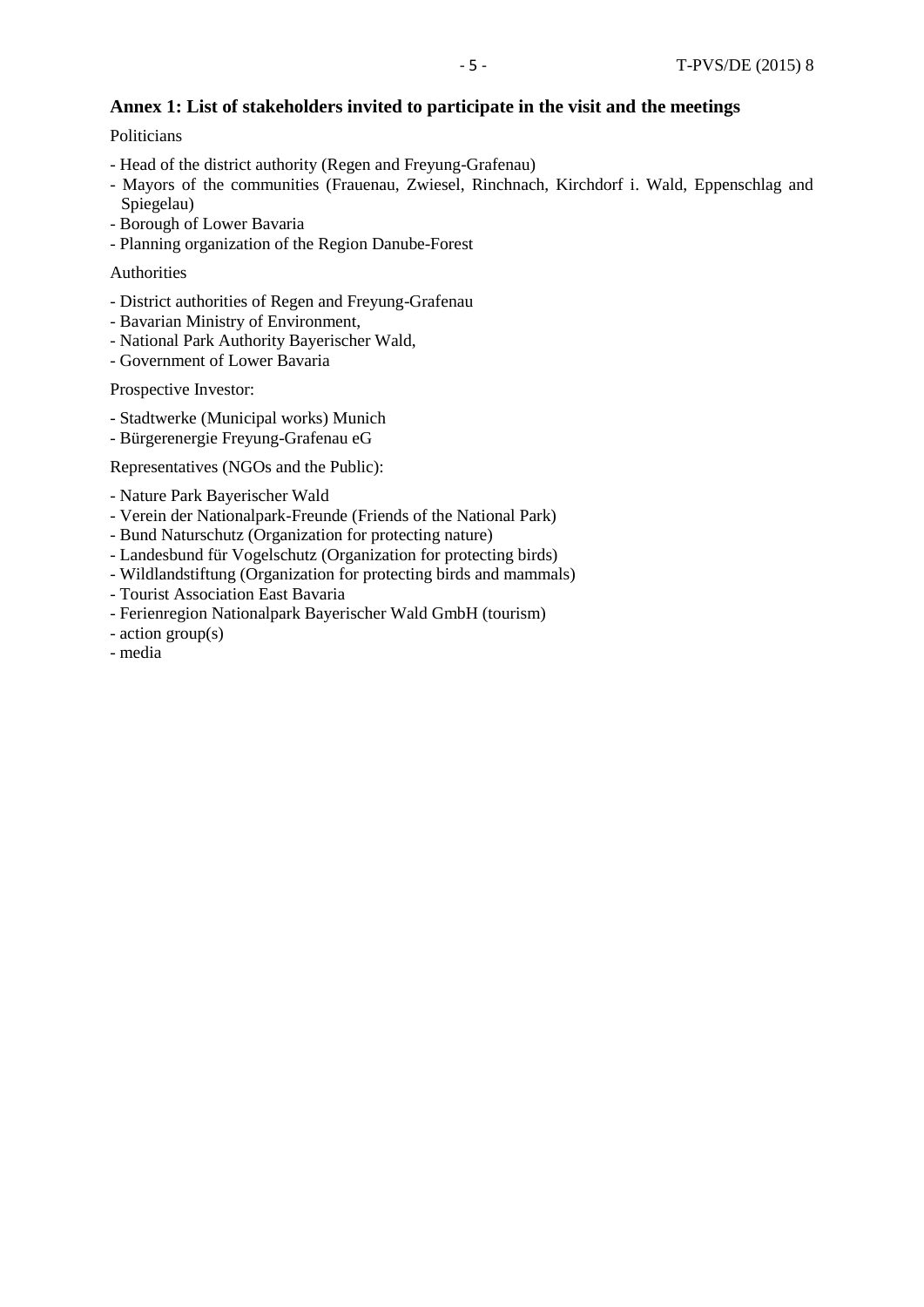## Annex 1: List of stakeholders invited to participate in the visit and the meetings

Politicians

- Head of the district authority (Regen and Freyung-Grafenau)
- Mayors of the communities (Frauenau, Zwiesel, Rinchnach, Kirchdorf i. Wald, Eppenschlag and Spiegelau)
- Borough of Lower Bavaria
- Planning organization of the Region Danube-Forest

Authorities

- District authorities of Regen and Freyung-Grafenau
- Bavarian Ministry of Environment,
- National Park Authority Bayerischer Wald,
- Government of Lower Bavaria

Prospective Investor:

- Stadtwerke (Municipal works) Munich
- Bürgerenergie Freyung-Grafenau eG

Representatives (NGOs and the Public):

- Nature Park Bayerischer Wald
- Verein der Nationalpark-Freunde (Friends of the National Park)
- Bund Naturschutz (Organization for protecting nature)
- Landesbund für Vogelschutz (Organization for protecting birds)
- Wildlandstiftung (Organization for protecting birds and mammals)
- Tourist Association East Bavaria
- Ferienregion Nationalpark Bayerischer Wald GmbH (tourism)
- action group(s)
- media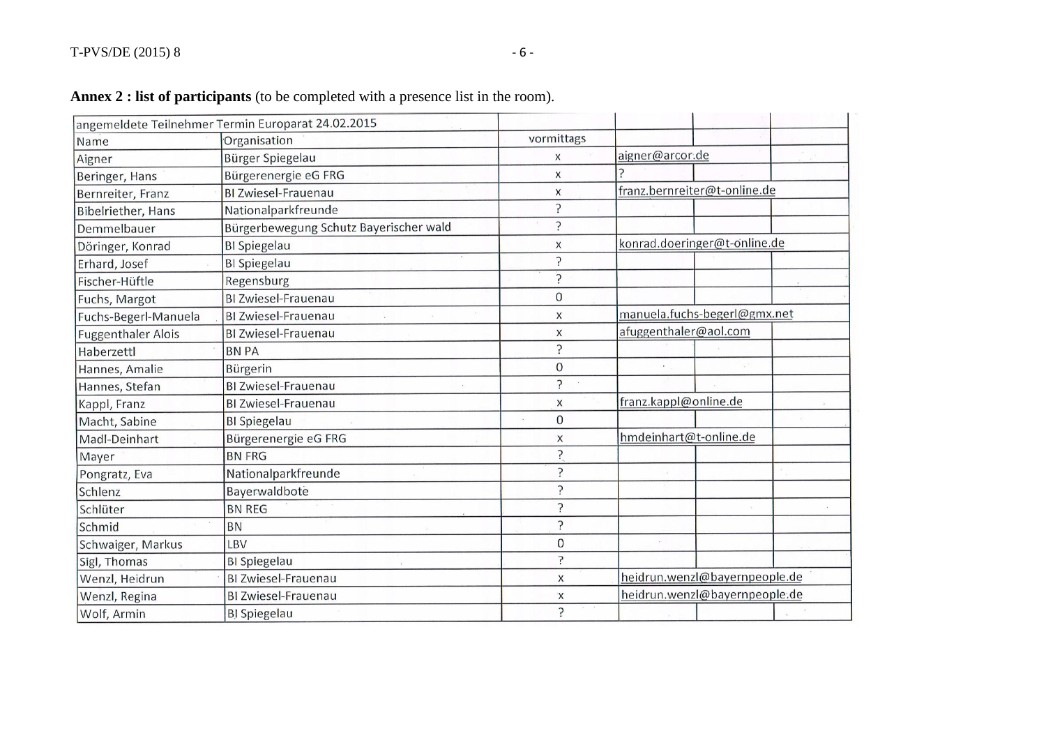**Annex 2 : list of participants** (to be completed with a presence list in the room).

| angemeldete Teilnehmer Termin Europarat 24.02.2015 | | | | | |
|---|---|---|---|---|---|
| Name | Organisation | vormittags | | | |
| Aigner | Bürger Spiegelau | x | aigner@arcor.de | | |
| Beringer, Hans | Bürgerenergie eG FRG | x | ? | | |
| Bernreiter, Franz | BI Zwiesel-Frauenau | x | franz.bernreiter@t-online.de | | |
| Bibelriether, Hans | Nationalparkfreunde | ? | | | |
| Demmelbauer | Bürgerbewegung Schutz Bayerischer wald | ? | | | |
| Döringer, Konrad | BI Spiegelau | x | konrad.doeringer@t-online.de | | |
| Erhard, Josef | BI Spiegelau | ? | | | |
| Fischer-Hüftle | Regensburg | ? | | | |
| Fuchs, Margot | BI Zwiesel-Frauenau | 0 | | | |
| Fuchs-Begerl-Manuela | BI Zwiesel-Frauenau | x | manuela.fuchs-begerl@gmx.net | | |
| Fuggenthaler Alois | BI Zwiesel-Frauenau | x | afuggenthaler@aol.com | | |
| Haberzettl | BN PA | ? | | | |
| Hannes, Amalie | Bürgerin | 0 | | | |
| Hannes, Stefan | BI Zwiesel-Frauenau | ? | | | |
| Kappl, Franz | BI Zwiesel-Frauenau | x | franz.kappl@online.de | | |
| Macht, Sabine | BI Spiegelau | 0 | | | |
| Madl-Deinhart | Bürgerenergie eG FRG | x | hmdeinhart@t-online.de | | |
| Mayer | BN FRG | ? | | | |
| Pongratz, Eva | Nationalparkfreunde | ? | | | |
| Schlenz | Bayerwaldbote | ? | | | |
| Schlüter | BN REG | ? | | | |
| Schmid | BN | ? | | | |
| Schwaiger, Markus | LBV | 0 | | | |
| Sigl, Thomas | BI Spiegelau | ? | | | |
| Wenzl, Heidrun | BI Zwiesel-Frauenau | x | heidrun.wenzl@bayernpeople.de | | |
| Wenzl, Regina | BI Zwiesel-Frauenau | x | heidrun.wenzl@bayernpeople.de | | |
| Wolf, Armin | BI Spiegelau | ? | | | |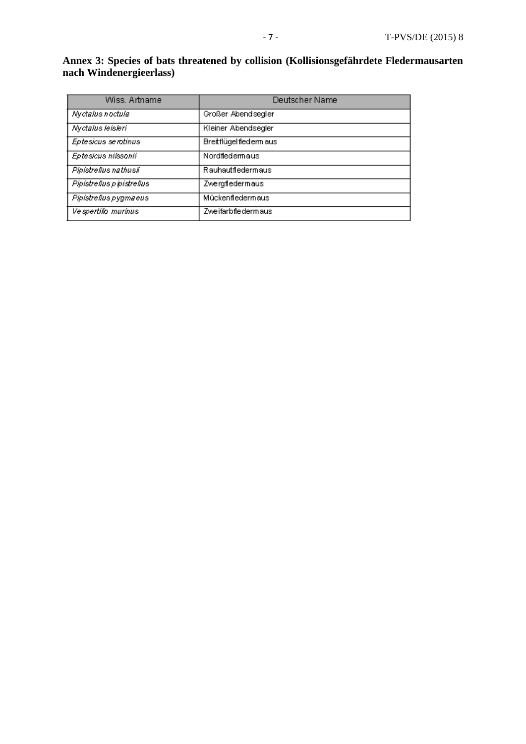**Annex 3: Species of bats threatened by collision (Kollisionsgefährdete Fledermausarten nach Windenergieerlass)**

| Wiss. Artname | Deutscher Name |
|---|---|
| *Nyctalus noctula* | Großer Abendsegler |
| *Nyctalus leisleri* | Kleiner Abendsegler |
| *Eptesicus serotinus* | Breitflügelfledermaus |
| *Eptesicus nilssonii* | Nordfledermaus |
| *Pipistrellus nathusii* | Rauhautfledermaus |
| *Pipistrellus pipistrellus* | Zwergfledermaus |
| *Pipistrellus pygmaeus* | Mückenfledermaus |
| *Vespertilio murinus* | Zweifarbfledermaus |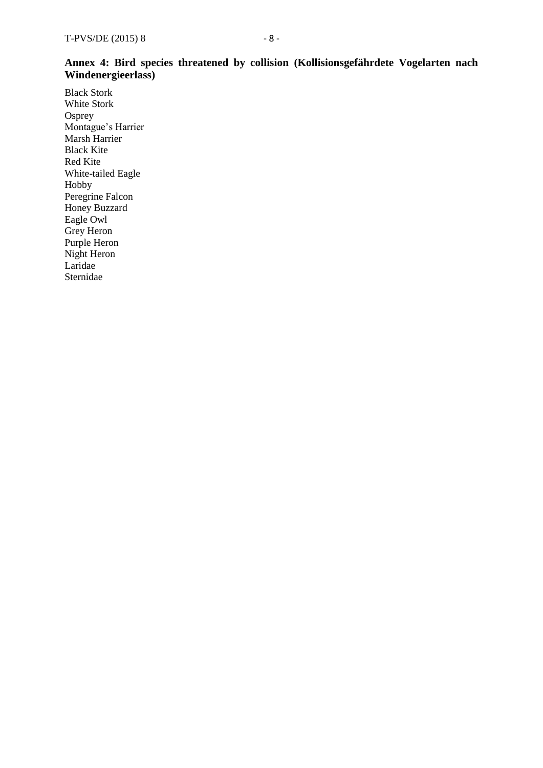**Annex 4: Bird species threatened by collision (Kollisionsgefährdete Vogelarten nach Windenergieerlass)**

Black Stork
White Stork
Osprey
Montague's Harrier
Marsh Harrier
Black Kite
Red Kite
White-tailed Eagle
Hobby
Peregrine Falcon
Honey Buzzard
Eagle Owl
Grey Heron
Purple Heron
Night Heron
Laridae
Sternidae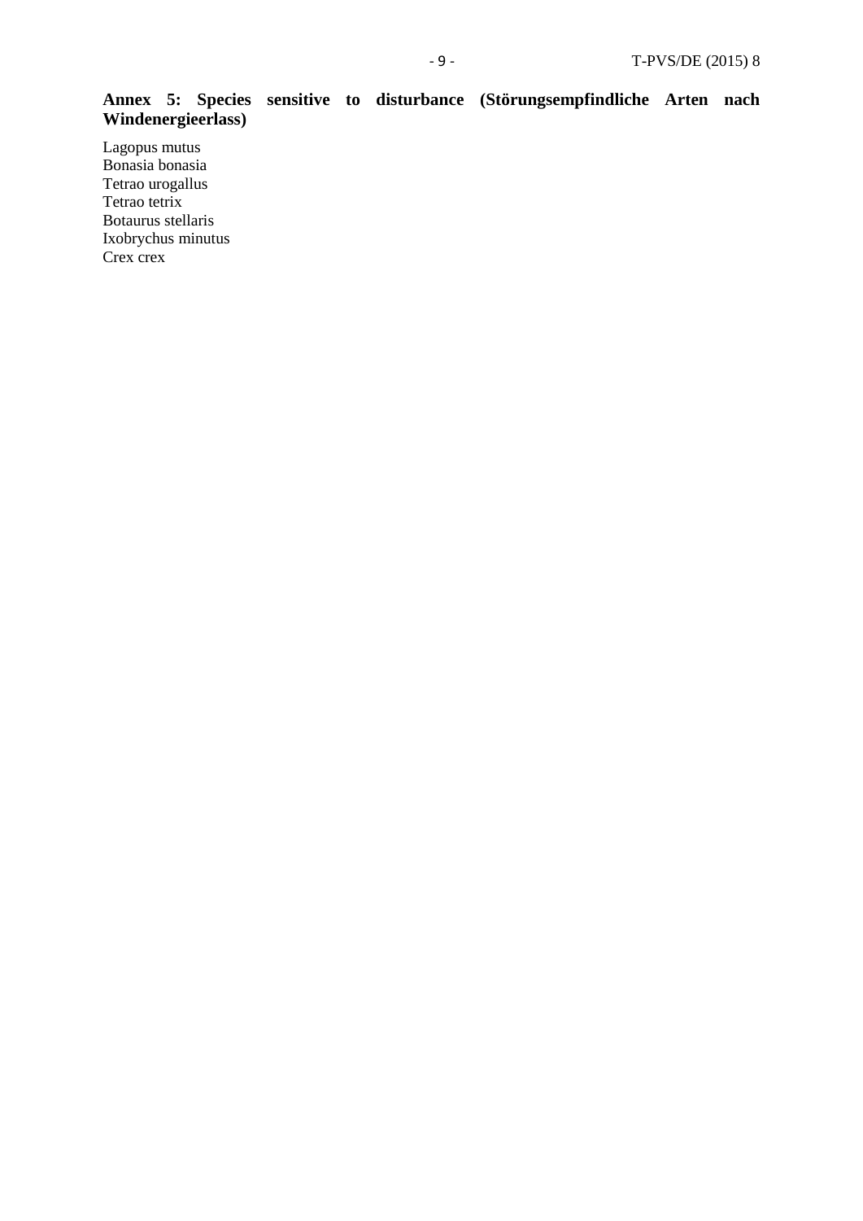**Annex 5: Species sensitive to disturbance (Störungsempfindliche Arten nach Windenergieerlass)**

Lagopus mutus
Bonasia bonasia
Tetrao urogallus
Tetrao tetrix
Botaurus stellaris
Ixobrychus minutus
Crex crex